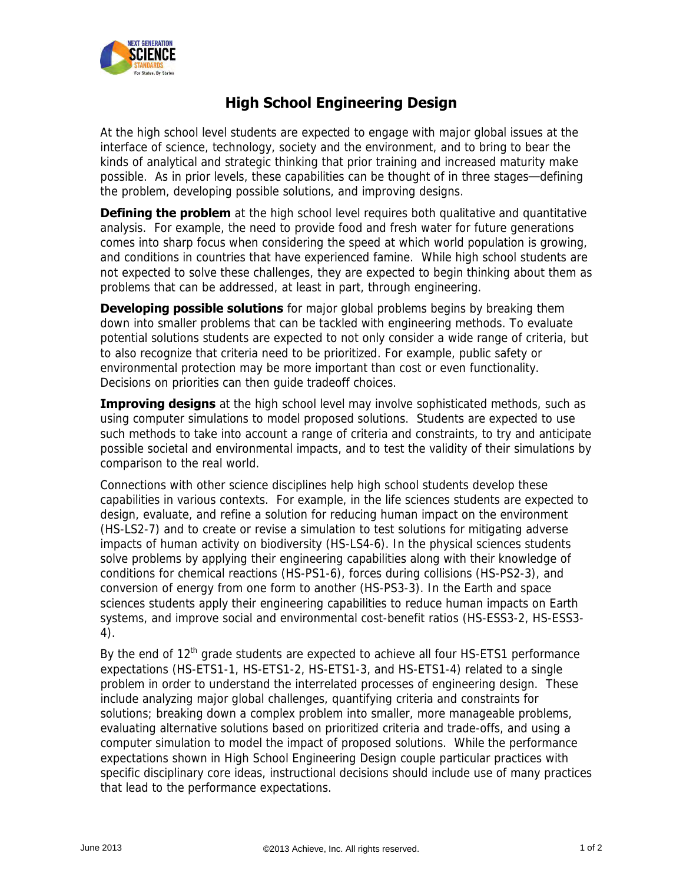# High School Engineering Design

At the high school level students are expected to engage with major global issues at the interface of science, technology, society and the environment, and to bring to bear the kinds of analytical and strategic thinking that prior training and increased maturity make possible. As in prior levels, these capabilities can be thought of in three stages—defining the problem, developing possible solutions, and improving designs.

**Defining the problem** at the high school level requires both qualitative and quantitative analysis. For example, the need to provide food and fresh water for future generations comes into sharp focus when considering the speed at which world population is growing, and conditions in countries that have experienced famine. While high school students are not expected to solve these challenges, they are expected to begin thinking about them as problems that can be addressed, at least in part, through engineering.

**Developing possible solutions** for major global problems begins by breaking them down into smaller problems that can be tackled with engineering methods. To evaluate potential solutions students are expected to not only consider a wide range of criteria, but to also recognize that criteria need to be prioritized. For example, public safety or environmental protection may be more important than cost or even functionality. Decisions on priorities can then guide tradeoff choices.

**Improving designs** at the high school level may involve sophisticated methods, such as using computer simulations to model proposed solutions. Students are expected to use such methods to take into account a range of criteria and constraints, to try and anticipate possible societal and environmental impacts, and to test the validity of their simulations by comparison to the real world.

Connections with other science disciplines help high school students develop these capabilities in various contexts. For example, in the life sciences students are expected to design, evaluate, and refine a solution for reducing human impact on the environment (HS-LS2-7) and to create or revise a simulation to test solutions for mitigating adverse impacts of human activity on biodiversity (HS-LS4-6). In the physical sciences students solve problems by applying their engineering capabilities along with their knowledge of conditions for chemical reactions (HS-PS1-6), forces during collisions (HS-PS2-3), and conversion of energy from one form to another (HS-PS3-3). In the Earth and space sciences students apply their engineering capabilities to reduce human impacts on Earth systems, and improve social and environmental cost-benefit ratios (HS-ESS3-2, HS-ESS3-4).

By the end of 12th grade students are expected to achieve all four HS-ETS1 performance expectations (HS-ETS1-1, HS-ETS1-2, HS-ETS1-3, and HS-ETS1-4) related to a single problem in order to understand the interrelated processes of engineering design. These include analyzing major global challenges, quantifying criteria and constraints for solutions; breaking down a complex problem into smaller, more manageable problems, evaluating alternative solutions based on prioritized criteria and trade-offs, and using a computer simulation to model the impact of proposed solutions. While the performance expectations shown in High School Engineering Design couple particular practices with specific disciplinary core ideas, instructional decisions should include use of many practices that lead to the performance expectations.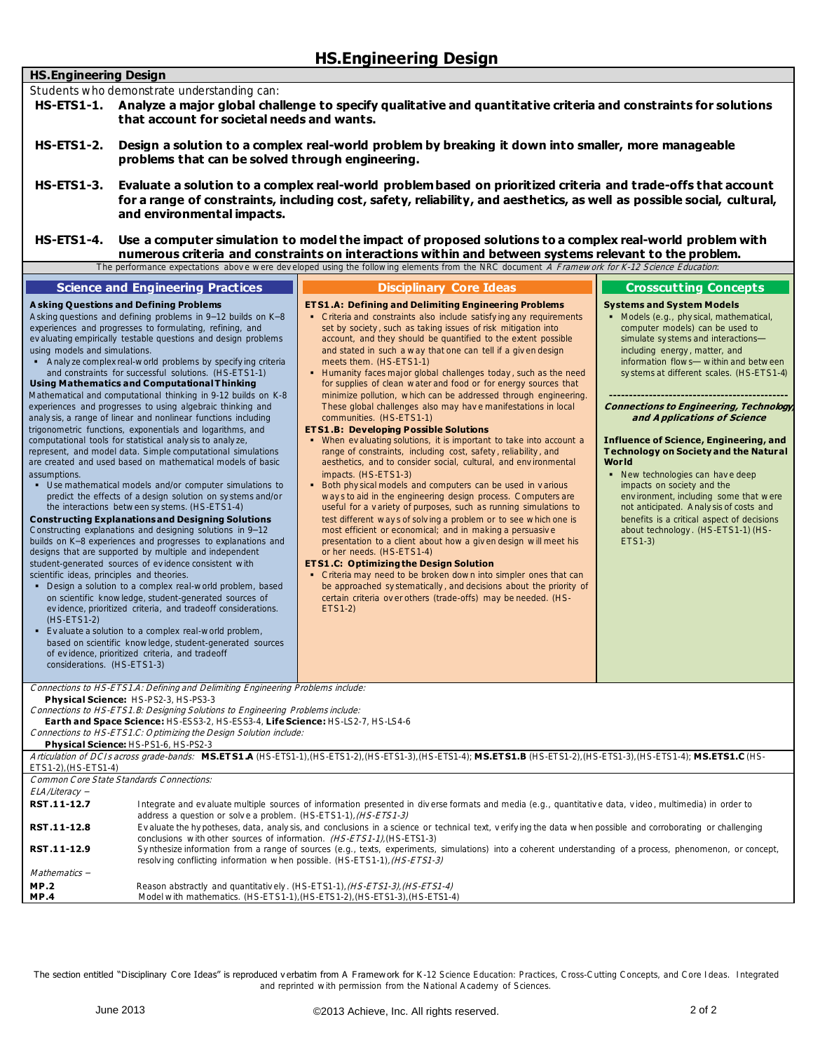# HS.Engineering Design

## HS.Engineering Design

Students who demonstrate understanding can:

**HS-ETS1-1. Analyze a major global challenge to specify qualitative and quantitative criteria and constraints for solutions that account for societal needs and wants.**

**HS-ETS1-2. Design a solution to a complex real-world problem by breaking it down into smaller, more manageable problems that can be solved through engineering.**

**HS-ETS1-3. Evaluate a solution to a complex real-world problem based on prioritized criteria and trade-offs that account for a range of constraints, including cost, safety, reliability, and aesthetics, as well as possible social, cultural, and environmental impacts.**

**HS-ETS1-4. Use a computer simulation to model the impact of proposed solutions to a complex real-world problem with numerous criteria and constraints on interactions within and between systems relevant to the problem.**

The performance expectations above were developed using the following elements from the NRC document *A Framework for K-12 Science Education*:

### Science and Engineering Practices

**Asking Questions and Defining Problems**

Asking questions and defining problems in 9–12 builds on K–8 experiences and progresses to formulating, refining, and evaluating empirically testable questions and design problems using models and simulations.

- Analyze complex real-world problems by specifying criteria and constraints for successful solutions. (HS-ETS1-1)

**Using Mathematics and Computational Thinking**

Mathematical and computational thinking in 9-12 builds on K-8 experiences and progresses to using algebraic thinking and analysis, a range of linear and nonlinear functions including trigonometric functions, exponentials and logarithms, and computational tools for statistical analysis to analyze, represent, and model data. Simple computational simulations are created and used based on mathematical models of basic assumptions.

- Use mathematical models and/or computer simulations to predict the effects of a design solution on systems and/or the interactions between systems. (HS-ETS1-4)

**Constructing Explanations and Designing Solutions**

Constructing explanations and designing solutions in 9–12 builds on K–8 experiences and progresses to explanations and designs that are supported by multiple and independent student-generated sources of evidence consistent with scientific ideas, principles and theories.

- Design a solution to a complex real-world problem, based on scientific knowledge, student-generated sources of evidence, prioritized criteria, and tradeoff considerations. (HS-ETS1-2)
- Evaluate a solution to a complex real-world problem, based on scientific knowledge, student-generated sources of evidence, prioritized criteria, and tradeoff considerations. (HS-ETS1-3)

### Disciplinary Core Ideas

**ETS1.A: Defining and Delimiting Engineering Problems**

- Criteria and constraints also include satisfying any requirements set by society, such as taking issues of risk mitigation into account, and they should be quantified to the extent possible and stated in such a way that one can tell if a given design meets them. (HS-ETS1-1)
- Humanity faces major global challenges today, such as the need for supplies of clean water and food or for energy sources that minimize pollution, which can be addressed through engineering. These global challenges also may have manifestations in local communities. (HS-ETS1-1)

**ETS1.B: Developing Possible Solutions**

- When evaluating solutions, it is important to take into account a range of constraints, including cost, safety, reliability, and aesthetics, and to consider social, cultural, and environmental impacts. (HS-ETS1-3)
- Both physical models and computers can be used in various ways to aid in the engineering design process. Computers are useful for a variety of purposes, such as running simulations to test different ways of solving a problem or to see which one is most efficient or economical; and in making a persuasive presentation to a client about how a given design will meet his or her needs. (HS-ETS1-4)

**ETS1.C: Optimizing the Design Solution**

- Criteria may need to be broken down into simpler ones that can be approached systematically, and decisions about the priority of certain criteria over others (trade-offs) may be needed. (HS-ETS1-2)

### Crosscutting Concepts

**Systems and System Models**

- Models (e.g., physical, mathematical, computer models) can be used to simulate systems and interactions—including energy, matter, and information flows— within and between systems at different scales. (HS-ETS1-4)

---

***Connections to Engineering, Technology, and Applications of Science***

**Influence of Science, Engineering, and Technology on Society and the Natural World**

- New technologies can have deep impacts on society and the environment, including some that were not anticipated. Analysis of costs and benefits is a critical aspect of decisions about technology. (HS-ETS1-1) (HS-ETS1-3)

---

*Connections to HS-ETS1.A: Defining and Delimiting Engineering Problems include:*

**Physical Science:** HS-PS2-3, HS-PS3-3

*Connections to HS-ETS1.B: Designing Solutions to Engineering Problems include:*

**Earth and Space Science:** HS-ESS3-2, HS-ESS3-4, **Life Science:** HS-LS2-7, HS-LS4-6

*Connections to HS-ETS1.C: Optimizing the Design Solution include:*

**Physical Science:** HS-PS1-6, HS-PS2-3

*Articulation of DCIs across grade-bands:* **MS.ETS1.A** (HS-ETS1-1),(HS-ETS1-2),(HS-ETS1-3),(HS-ETS1-4); **MS.ETS1.B** (HS-ETS1-2),(HS-ETS1-3),(HS-ETS1-4); **MS.ETS1.C** (HS-ETS1-2),(HS-ETS1-4)

*Common Core State Standards Connections:*

*ELA/Literacy –*

| | |
|---|---|
| **RST.11-12.7** | Integrate and evaluate multiple sources of information presented in diverse formats and media (e.g., quantitative data, video, multimedia) in order to address a question or solve a problem. (HS-ETS1-1),*(HS-ETS1-3)* |
| **RST.11-12.8** | Evaluate the hypotheses, data, analysis, and conclusions in a science or technical text, verifying the data when possible and corroborating or challenging conclusions with other sources of information. *(HS-ETS1-1)*,(HS-ETS1-3) |
| **RST.11-12.9** | Synthesize information from a range of sources (e.g., texts, experiments, simulations) into a coherent understanding of a process, phenomenon, or concept, resolving conflicting information when possible. (HS-ETS1-1),*(HS-ETS1-3)* |

*Mathematics –*

| | |
|---|---|
| **MP.2** | Reason abstractly and quantitatively. (HS-ETS1-1),*(HS-ETS1-3)*,*(HS-ETS1-4)* |
| **MP.4** | Model with mathematics. (HS-ETS1-1),(HS-ETS1-2),(HS-ETS1-3),(HS-ETS1-4) |

The section entitled "Disciplinary Core Ideas" is reproduced verbatim from A Framework for K-12 Science Education: Practices, Cross-Cutting Concepts, and Core Ideas. Integrated and reprinted with permission from the National Academy of Sciences.

June 2013 ©2013 Achieve, Inc. All rights reserved.